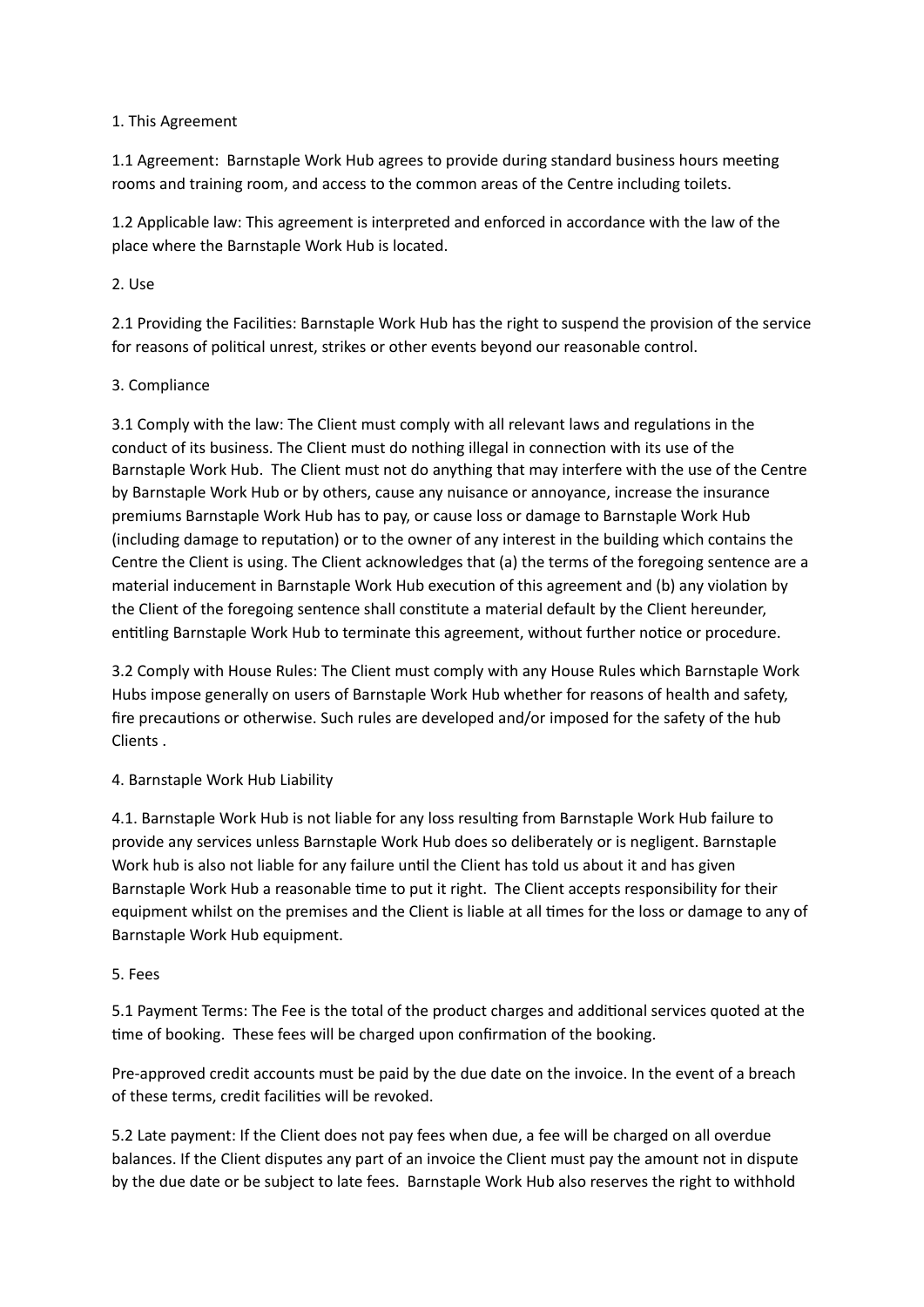## 1. This Agreement

1.1 Agreement: Barnstaple Work Hub agrees to provide during standard business hours meeting rooms and training room, and access to the common areas of the Centre including toilets.

1.2 Applicable law: This agreement is interpreted and enforced in accordance with the law of the place where the Barnstaple Work Hub is located.

## 2. Use

2.1 Providing the Facilities: Barnstaple Work Hub has the right to suspend the provision of the service for reasons of political unrest, strikes or other events beyond our reasonable control.

## 3. Compliance

3.1 Comply with the law: The Client must comply with all relevant laws and regulations in the conduct of its business. The Client must do nothing illegal in connection with its use of the Barnstaple Work Hub. The Client must not do anything that may interfere with the use of the Centre by Barnstaple Work Hub or by others, cause any nuisance or annoyance, increase the insurance premiums Barnstaple Work Hub has to pay, or cause loss or damage to Barnstaple Work Hub (including damage to reputation) or to the owner of any interest in the building which contains the Centre the Client is using. The Client acknowledges that (a) the terms of the foregoing sentence are a material inducement in Barnstaple Work Hub execution of this agreement and (b) any violation by the Client of the foregoing sentence shall constitute a material default by the Client hereunder, entitling Barnstaple Work Hub to terminate this agreement, without further notice or procedure.

3.2 Comply with House Rules: The Client must comply with any House Rules which Barnstaple Work Hubs impose generally on users of Barnstaple Work Hub whether for reasons of health and safety, fire precautions or otherwise. Such rules are developed and/or imposed for the safety of the hub Clients .

## 4. Barnstaple Work Hub Liability

4.1. Barnstaple Work Hub is not liable for any loss resulting from Barnstaple Work Hub failure to provide any services unless Barnstaple Work Hub does so deliberately or is negligent. Barnstaple Work hub is also not liable for any failure until the Client has told us about it and has given Barnstaple Work Hub a reasonable time to put it right. The Client accepts responsibility for their equipment whilst on the premises and the Client is liable at all times for the loss or damage to any of Barnstaple Work Hub equipment.

## 5. Fees

5.1 Payment Terms: The Fee is the total of the product charges and additional services quoted at the time of booking. These fees will be charged upon confirmation of the booking.

Pre-approved credit accounts must be paid by the due date on the invoice. In the event of a breach of these terms, credit facilities will be revoked.

5.2 Late payment: If the Client does not pay fees when due, a fee will be charged on all overdue balances. If the Client disputes any part of an invoice the Client must pay the amount not in dispute by the due date or be subject to late fees. Barnstaple Work Hub also reserves the right to withhold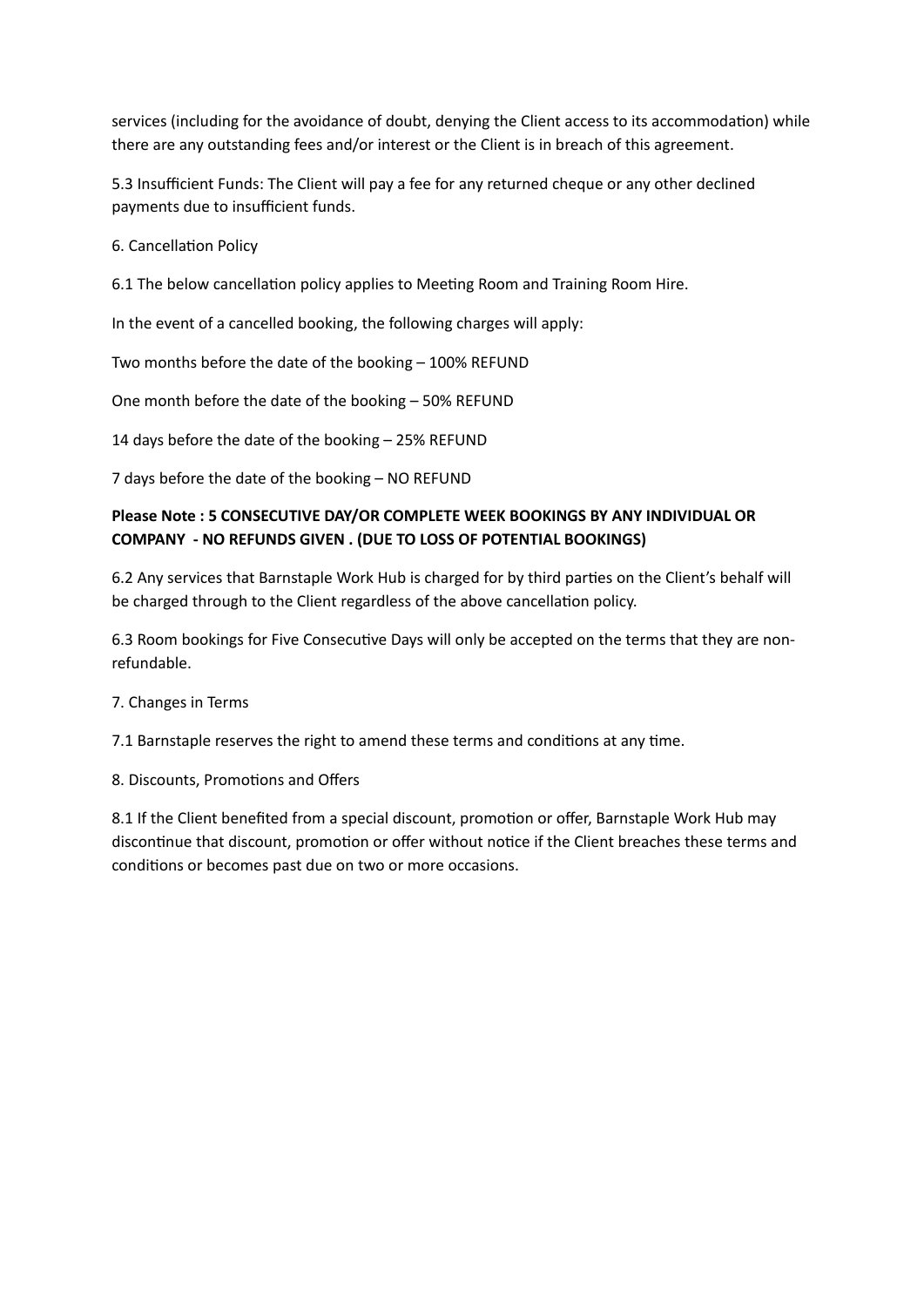services (including for the avoidance of doubt, denying the Client access to its accommodation) while there are any outstanding fees and/or interest or the Client is in breach of this agreement.

5.3 Insufficient Funds: The Client will pay a fee for any returned cheque or any other declined payments due to insufficient funds.

6. Cancellation Policy

6.1 The below cancellation policy applies to Meeting Room and Training Room Hire.

In the event of a cancelled booking, the following charges will apply:

Two months before the date of the booking – 100% REFUND

One month before the date of the booking – 50% REFUND

14 days before the date of the booking – 25% REFUND

7 days before the date of the booking – NO REFUND

**Please Note : 5 CONSECUTIVE DAY/OR COMPLETE WEEK BOOKINGS BY ANY INDIVIDUAL OR COMPANY - NO REFUNDS GIVEN . (DUE TO LOSS OF POTENTIAL BOOKINGS)**

6.2 Any services that Barnstaple Work Hub is charged for by third parties on the Client's behalf will be charged through to the Client regardless of the above cancellation policy.

6.3 Room bookings for Five Consecutive Days will only be accepted on the terms that they are non-refundable.

7. Changes in Terms

7.1 Barnstaple reserves the right to amend these terms and conditions at any time.

8. Discounts, Promotions and Offers

8.1 If the Client benefited from a special discount, promotion or offer, Barnstaple Work Hub may discontinue that discount, promotion or offer without notice if the Client breaches these terms and conditions or becomes past due on two or more occasions.